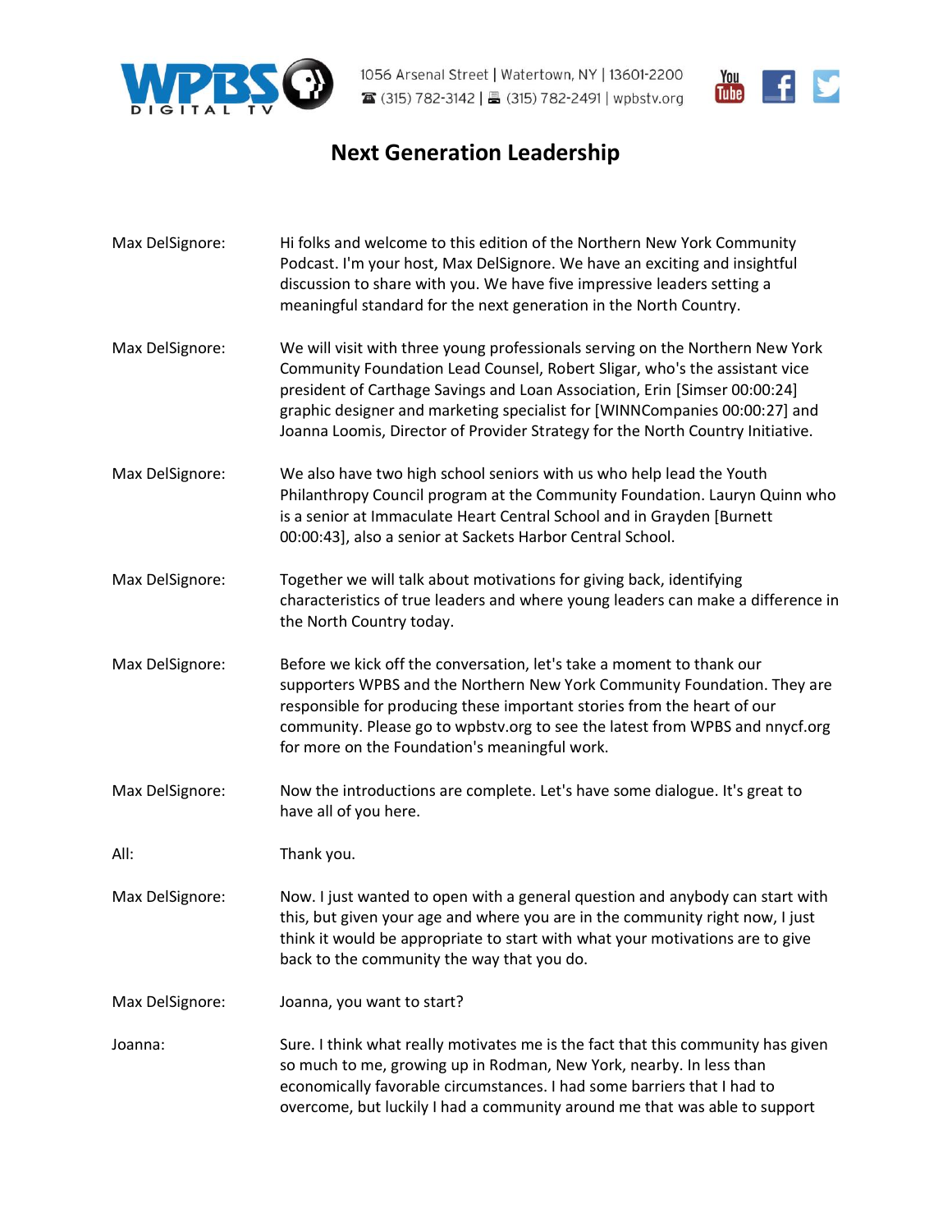# Next Generation Leadership

**Max DelSignore:** Hi folks and welcome to this edition of the Northern New York Community Podcast. I'm your host, Max DelSignore. We have an exciting and insightful discussion to share with you. We have five impressive leaders setting a meaningful standard for the next generation in the North Country.

**Max DelSignore:** We will visit with three young professionals serving on the Northern New York Community Foundation Lead Counsel, Robert Sligar, who's the assistant vice president of Carthage Savings and Loan Association, Erin [Simser 00:00:24] graphic designer and marketing specialist for [WINNCompanies 00:00:27] and Joanna Loomis, Director of Provider Strategy for the North Country Initiative.

**Max DelSignore:** We also have two high school seniors with us who help lead the Youth Philanthropy Council program at the Community Foundation. Lauryn Quinn who is a senior at Immaculate Heart Central School and in Grayden [Burnett 00:00:43], also a senior at Sackets Harbor Central School.

**Max DelSignore:** Together we will talk about motivations for giving back, identifying characteristics of true leaders and where young leaders can make a difference in the North Country today.

**Max DelSignore:** Before we kick off the conversation, let's take a moment to thank our supporters WPBS and the Northern New York Community Foundation. They are responsible for producing these important stories from the heart of our community. Please go to wpbstv.org to see the latest from WPBS and nnycf.org for more on the Foundation's meaningful work.

**Max DelSignore:** Now the introductions are complete. Let's have some dialogue. It's great to have all of you here.

**All:** Thank you.

**Max DelSignore:** Now. I just wanted to open with a general question and anybody can start with this, but given your age and where you are in the community right now, I just think it would be appropriate to start with what your motivations are to give back to the community the way that you do.

**Max DelSignore:** Joanna, you want to start?

**Joanna:** Sure. I think what really motivates me is the fact that this community has given so much to me, growing up in Rodman, New York, nearby. In less than economically favorable circumstances. I had some barriers that I had to overcome, but luckily I had a community around me that was able to support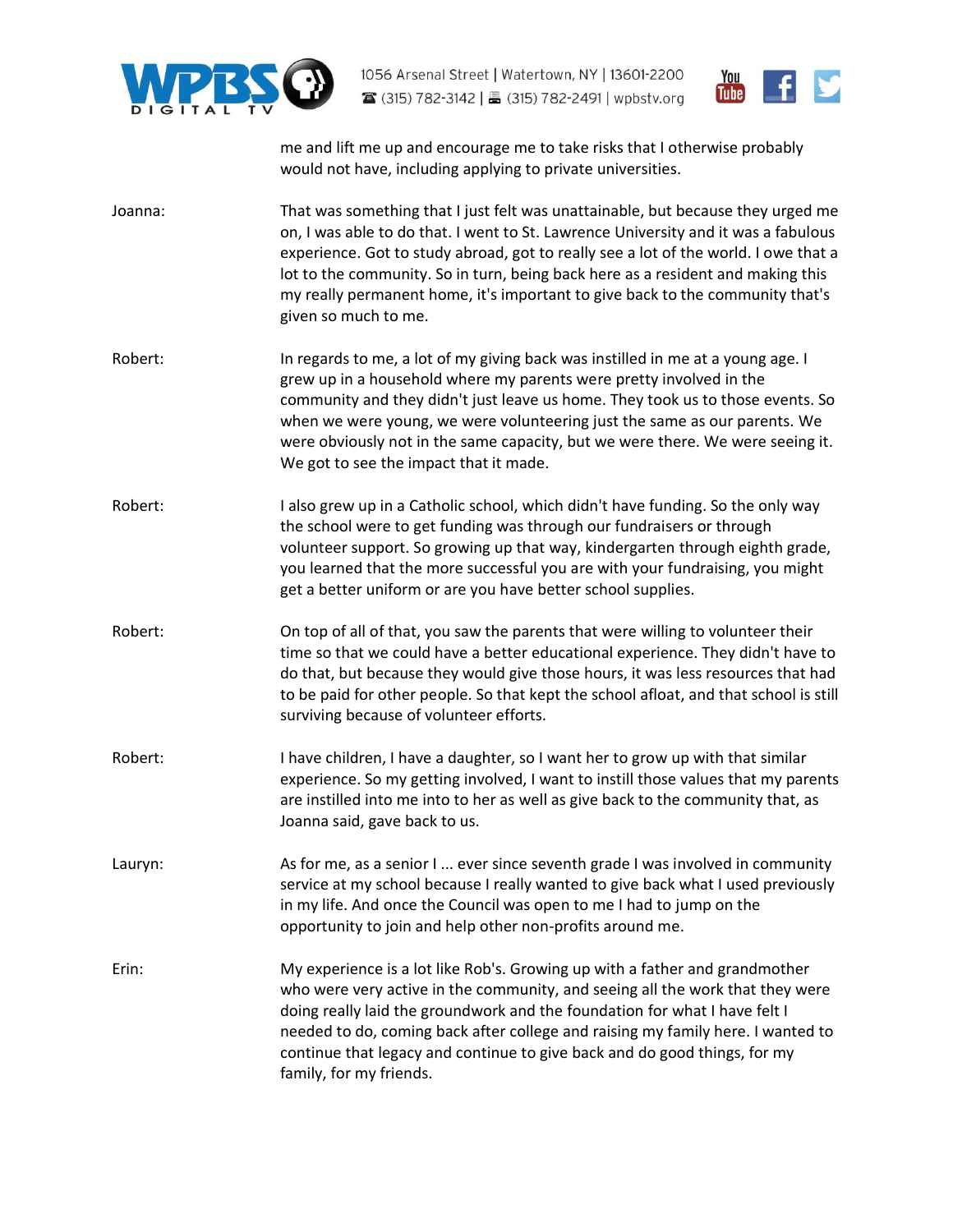me and lift me up and encourage me to take risks that I otherwise probably would not have, including applying to private universities.

Joanna: That was something that I just felt was unattainable, but because they urged me on, I was able to do that. I went to St. Lawrence University and it was a fabulous experience. Got to study abroad, got to really see a lot of the world. I owe that a lot to the community. So in turn, being back here as a resident and making this my really permanent home, it's important to give back to the community that's given so much to me.

Robert: In regards to me, a lot of my giving back was instilled in me at a young age. I grew up in a household where my parents were pretty involved in the community and they didn't just leave us home. They took us to those events. So when we were young, we were volunteering just the same as our parents. We were obviously not in the same capacity, but we were there. We were seeing it. We got to see the impact that it made.

Robert: I also grew up in a Catholic school, which didn't have funding. So the only way the school were to get funding was through our fundraisers or through volunteer support. So growing up that way, kindergarten through eighth grade, you learned that the more successful you are with your fundraising, you might get a better uniform or are you have better school supplies.

Robert: On top of all of that, you saw the parents that were willing to volunteer their time so that we could have a better educational experience. They didn't have to do that, but because they would give those hours, it was less resources that had to be paid for other people. So that kept the school afloat, and that school is still surviving because of volunteer efforts.

Robert: I have children, I have a daughter, so I want her to grow up with that similar experience. So my getting involved, I want to instill those values that my parents are instilled into me into to her as well as give back to the community that, as Joanna said, gave back to us.

Lauryn: As for me, as a senior I ... ever since seventh grade I was involved in community service at my school because I really wanted to give back what I used previously in my life. And once the Council was open to me I had to jump on the opportunity to join and help other non-profits around me.

Erin: My experience is a lot like Rob's. Growing up with a father and grandmother who were very active in the community, and seeing all the work that they were doing really laid the groundwork and the foundation for what I have felt I needed to do, coming back after college and raising my family here. I wanted to continue that legacy and continue to give back and do good things, for my family, for my friends.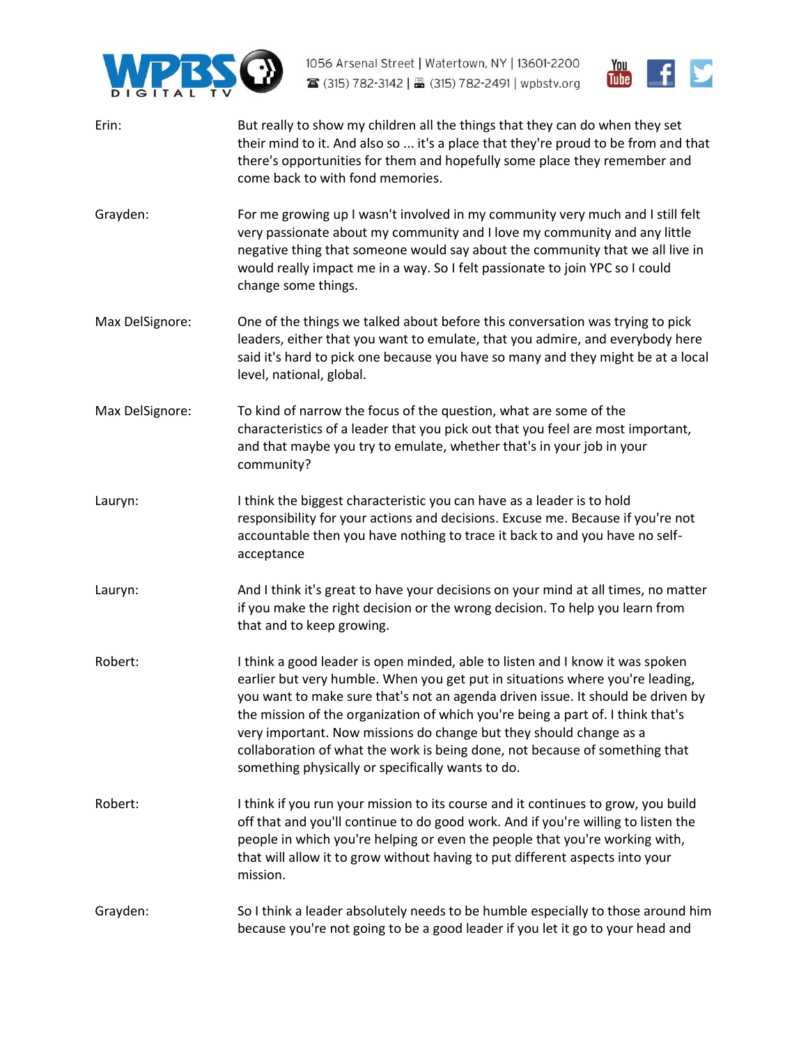Erin: But really to show my children all the things that they can do when they set their mind to it. And also so ... it's a place that they're proud to be from and that there's opportunities for them and hopefully some place they remember and come back to with fond memories.

Grayden: For me growing up I wasn't involved in my community very much and I still felt very passionate about my community and I love my community and any little negative thing that someone would say about the community that we all live in would really impact me in a way. So I felt passionate to join YPC so I could change some things.

Max DelSignore: One of the things we talked about before this conversation was trying to pick leaders, either that you want to emulate, that you admire, and everybody here said it's hard to pick one because you have so many and they might be at a local level, national, global.

Max DelSignore: To kind of narrow the focus of the question, what are some of the characteristics of a leader that you pick out that you feel are most important, and that maybe you try to emulate, whether that's in your job in your community?

Lauryn: I think the biggest characteristic you can have as a leader is to hold responsibility for your actions and decisions. Excuse me. Because if you're not accountable then you have nothing to trace it back to and you have no self-acceptance

Lauryn: And I think it's great to have your decisions on your mind at all times, no matter if you make the right decision or the wrong decision. To help you learn from that and to keep growing.

Robert: I think a good leader is open minded, able to listen and I know it was spoken earlier but very humble. When you get put in situations where you're leading, you want to make sure that's not an agenda driven issue. It should be driven by the mission of the organization of which you're being a part of. I think that's very important. Now missions do change but they should change as a collaboration of what the work is being done, not because of something that something physically or specifically wants to do.

Robert: I think if you run your mission to its course and it continues to grow, you build off that and you'll continue to do good work. And if you're willing to listen the people in which you're helping or even the people that you're working with, that will allow it to grow without having to put different aspects into your mission.

Grayden: So I think a leader absolutely needs to be humble especially to those around him because you're not going to be a good leader if you let it go to your head and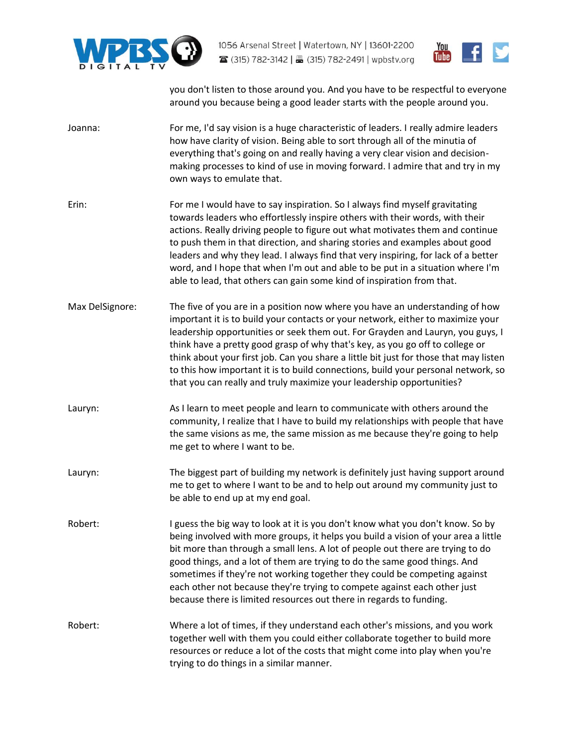you don't listen to those around you. And you have to be respectful to everyone around you because being a good leader starts with the people around you.

Joanna: For me, I'd say vision is a huge characteristic of leaders. I really admire leaders how have clarity of vision. Being able to sort through all of the minutia of everything that's going on and really having a very clear vision and decision-making processes to kind of use in moving forward. I admire that and try in my own ways to emulate that.

Erin: For me I would have to say inspiration. So I always find myself gravitating towards leaders who effortlessly inspire others with their words, with their actions. Really driving people to figure out what motivates them and continue to push them in that direction, and sharing stories and examples about good leaders and why they lead. I always find that very inspiring, for lack of a better word, and I hope that when I'm out and able to be put in a situation where I'm able to lead, that others can gain some kind of inspiration from that.

Max DelSignore: The five of you are in a position now where you have an understanding of how important it is to build your contacts or your network, either to maximize your leadership opportunities or seek them out. For Grayden and Lauryn, you guys, I think have a pretty good grasp of why that's key, as you go off to college or think about your first job. Can you share a little bit just for those that may listen to this how important it is to build connections, build your personal network, so that you can really and truly maximize your leadership opportunities?

Lauryn: As I learn to meet people and learn to communicate with others around the community, I realize that I have to build my relationships with people that have the same visions as me, the same mission as me because they're going to help me get to where I want to be.

Lauryn: The biggest part of building my network is definitely just having support around me to get to where I want to be and to help out around my community just to be able to end up at my end goal.

Robert: I guess the big way to look at it is you don't know what you don't know. So by being involved with more groups, it helps you build a vision of your area a little bit more than through a small lens. A lot of people out there are trying to do good things, and a lot of them are trying to do the same good things. And sometimes if they're not working together they could be competing against each other not because they're trying to compete against each other just because there is limited resources out there in regards to funding.

Robert: Where a lot of times, if they understand each other's missions, and you work together well with them you could either collaborate together to build more resources or reduce a lot of the costs that might come into play when you're trying to do things in a similar manner.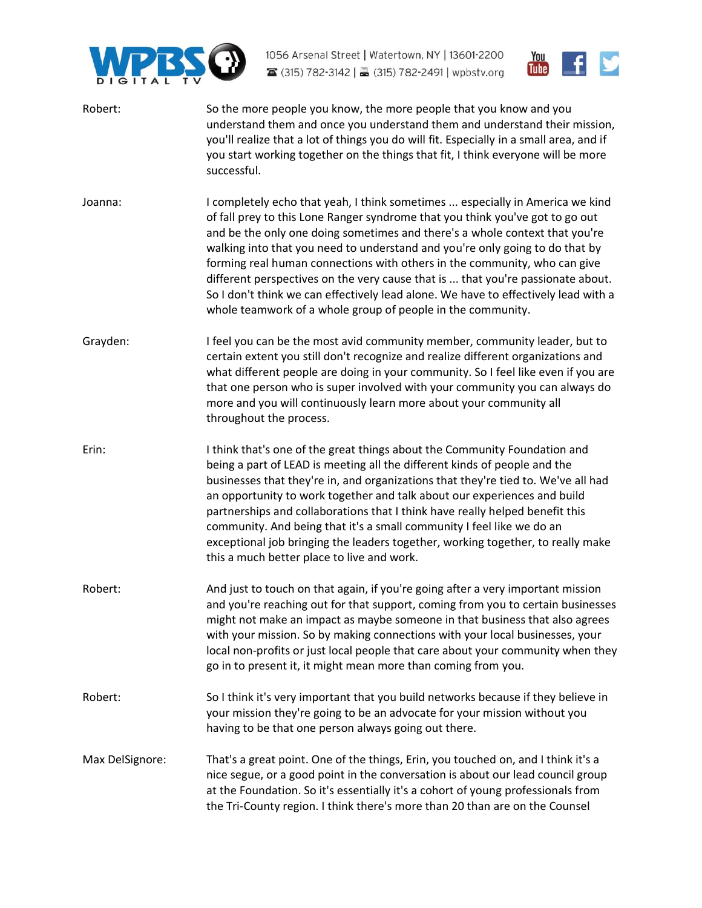Robert: So the more people you know, the more people that you know and you understand them and once you understand them and understand their mission, you'll realize that a lot of things you do will fit. Especially in a small area, and if you start working together on the things that fit, I think everyone will be more successful.

Joanna: I completely echo that yeah, I think sometimes ... especially in America we kind of fall prey to this Lone Ranger syndrome that you think you've got to go out and be the only one doing sometimes and there's a whole context that you're walking into that you need to understand and you're only going to do that by forming real human connections with others in the community, who can give different perspectives on the very cause that is ... that you're passionate about. So I don't think we can effectively lead alone. We have to effectively lead with a whole teamwork of a whole group of people in the community.

Grayden: I feel you can be the most avid community member, community leader, but to certain extent you still don't recognize and realize different organizations and what different people are doing in your community. So I feel like even if you are that one person who is super involved with your community you can always do more and you will continuously learn more about your community all throughout the process.

Erin: I think that's one of the great things about the Community Foundation and being a part of LEAD is meeting all the different kinds of people and the businesses that they're in, and organizations that they're tied to. We've all had an opportunity to work together and talk about our experiences and build partnerships and collaborations that I think have really helped benefit this community. And being that it's a small community I feel like we do an exceptional job bringing the leaders together, working together, to really make this a much better place to live and work.

Robert: And just to touch on that again, if you're going after a very important mission and you're reaching out for that support, coming from you to certain businesses might not make an impact as maybe someone in that business that also agrees with your mission. So by making connections with your local businesses, your local non-profits or just local people that care about your community when they go in to present it, it might mean more than coming from you.

Robert: So I think it's very important that you build networks because if they believe in your mission they're going to be an advocate for your mission without you having to be that one person always going out there.

Max DelSignore: That's a great point. One of the things, Erin, you touched on, and I think it's a nice segue, or a good point in the conversation is about our lead council group at the Foundation. So it's essentially it's a cohort of young professionals from the Tri-County region. I think there's more than 20 than are on the Counsel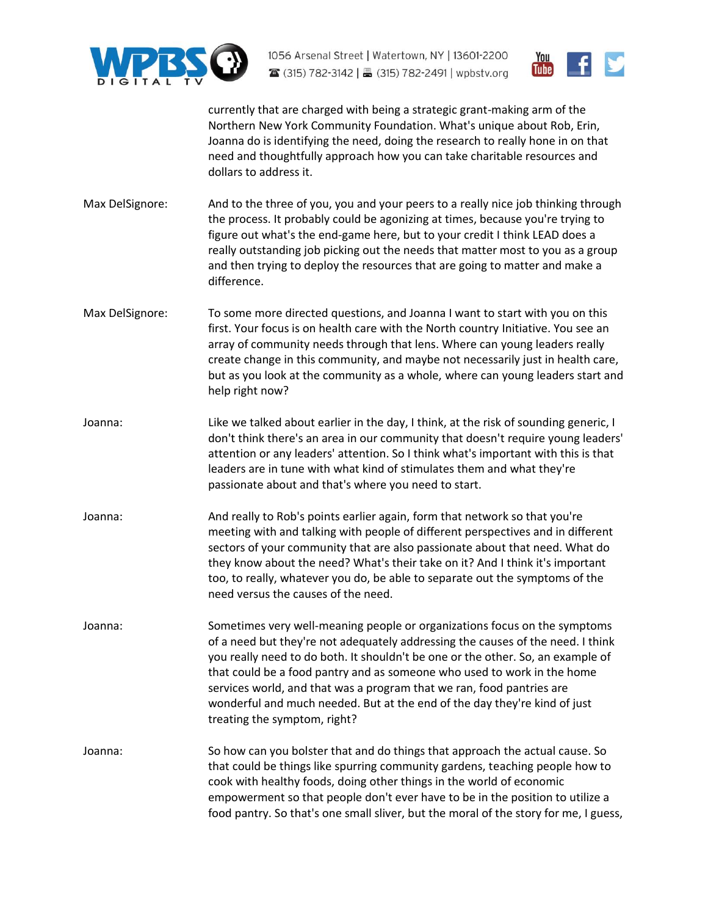currently that are charged with being a strategic grant-making arm of the Northern New York Community Foundation. What's unique about Rob, Erin, Joanna do is identifying the need, doing the research to really hone in on that need and thoughtfully approach how you can take charitable resources and dollars to address it.

Max DelSignore: And to the three of you, you and your peers to a really nice job thinking through the process. It probably could be agonizing at times, because you're trying to figure out what's the end-game here, but to your credit I think LEAD does a really outstanding job picking out the needs that matter most to you as a group and then trying to deploy the resources that are going to matter and make a difference.

Max DelSignore: To some more directed questions, and Joanna I want to start with you on this first. Your focus is on health care with the North country Initiative. You see an array of community needs through that lens. Where can young leaders really create change in this community, and maybe not necessarily just in health care, but as you look at the community as a whole, where can young leaders start and help right now?

Joanna: Like we talked about earlier in the day, I think, at the risk of sounding generic, I don't think there's an area in our community that doesn't require young leaders' attention or any leaders' attention. So I think what's important with this is that leaders are in tune with what kind of stimulates them and what they're passionate about and that's where you need to start.

Joanna: And really to Rob's points earlier again, form that network so that you're meeting with and talking with people of different perspectives and in different sectors of your community that are also passionate about that need. What do they know about the need? What's their take on it? And I think it's important too, to really, whatever you do, be able to separate out the symptoms of the need versus the causes of the need.

Joanna: Sometimes very well-meaning people or organizations focus on the symptoms of a need but they're not adequately addressing the causes of the need. I think you really need to do both. It shouldn't be one or the other. So, an example of that could be a food pantry and as someone who used to work in the home services world, and that was a program that we ran, food pantries are wonderful and much needed. But at the end of the day they're kind of just treating the symptom, right?

Joanna: So how can you bolster that and do things that approach the actual cause. So that could be things like spurring community gardens, teaching people how to cook with healthy foods, doing other things in the world of economic empowerment so that people don't ever have to be in the position to utilize a food pantry. So that's one small sliver, but the moral of the story for me, I guess,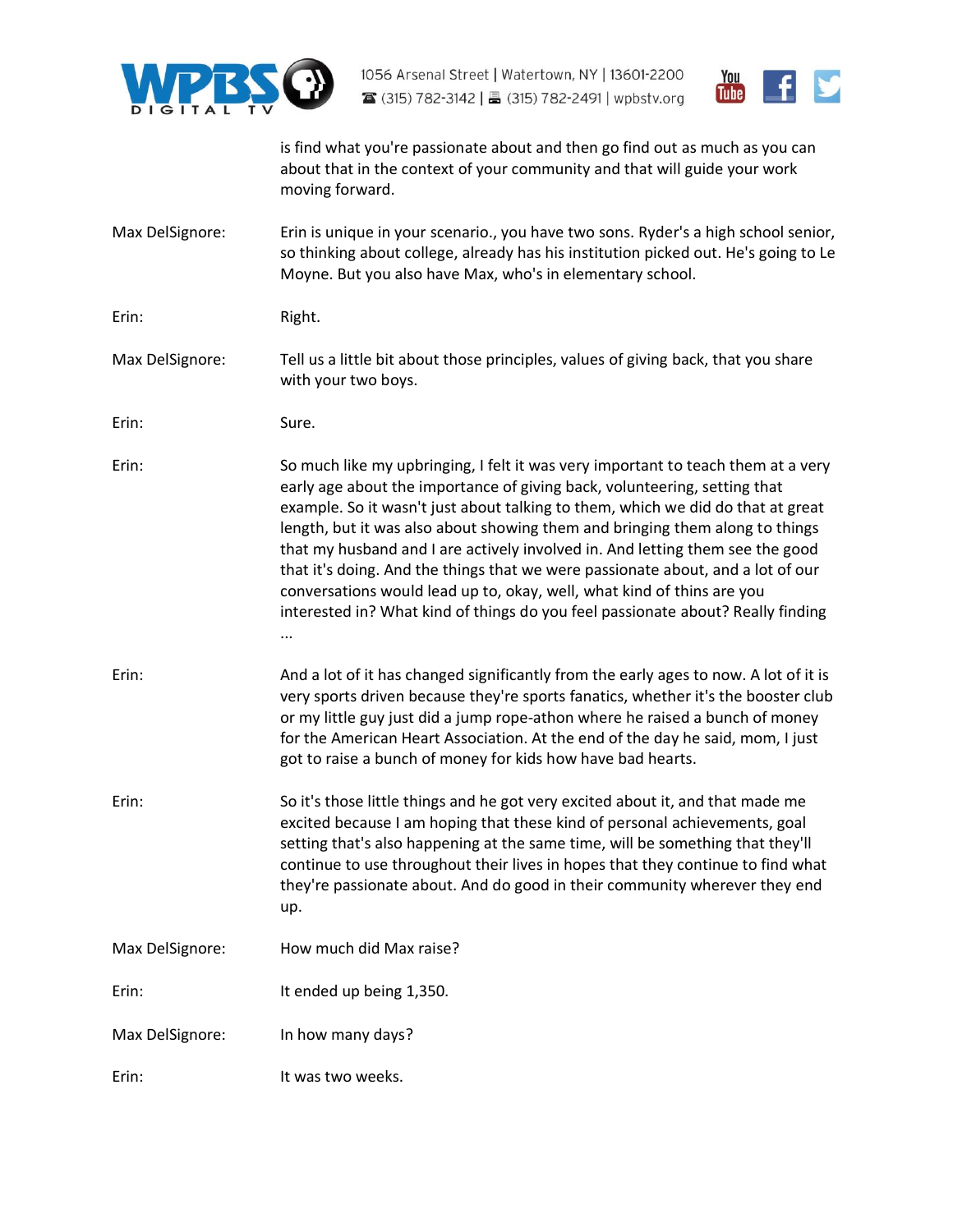is find what you're passionate about and then go find out as much as you can about that in the context of your community and that will guide your work moving forward.

Max DelSignore: Erin is unique in your scenario., you have two sons. Ryder's a high school senior, so thinking about college, already has his institution picked out. He's going to Le Moyne. But you also have Max, who's in elementary school.

Erin: Right.

Max DelSignore: Tell us a little bit about those principles, values of giving back, that you share with your two boys.

Erin: Sure.

Erin: So much like my upbringing, I felt it was very important to teach them at a very early age about the importance of giving back, volunteering, setting that example. So it wasn't just about talking to them, which we did do that at great length, but it was also about showing them and bringing them along to things that my husband and I are actively involved in. And letting them see the good that it's doing. And the things that we were passionate about, and a lot of our conversations would lead up to, okay, well, what kind of thins are you interested in? What kind of things do you feel passionate about? Really finding ...

Erin: And a lot of it has changed significantly from the early ages to now. A lot of it is very sports driven because they're sports fanatics, whether it's the booster club or my little guy just did a jump rope-athon where he raised a bunch of money for the American Heart Association. At the end of the day he said, mom, I just got to raise a bunch of money for kids how have bad hearts.

Erin: So it's those little things and he got very excited about it, and that made me excited because I am hoping that these kind of personal achievements, goal setting that's also happening at the same time, will be something that they'll continue to use throughout their lives in hopes that they continue to find what they're passionate about. And do good in their community wherever they end up.

Max DelSignore: How much did Max raise?

Erin: It ended up being 1,350.

Max DelSignore: In how many days?

Erin: It was two weeks.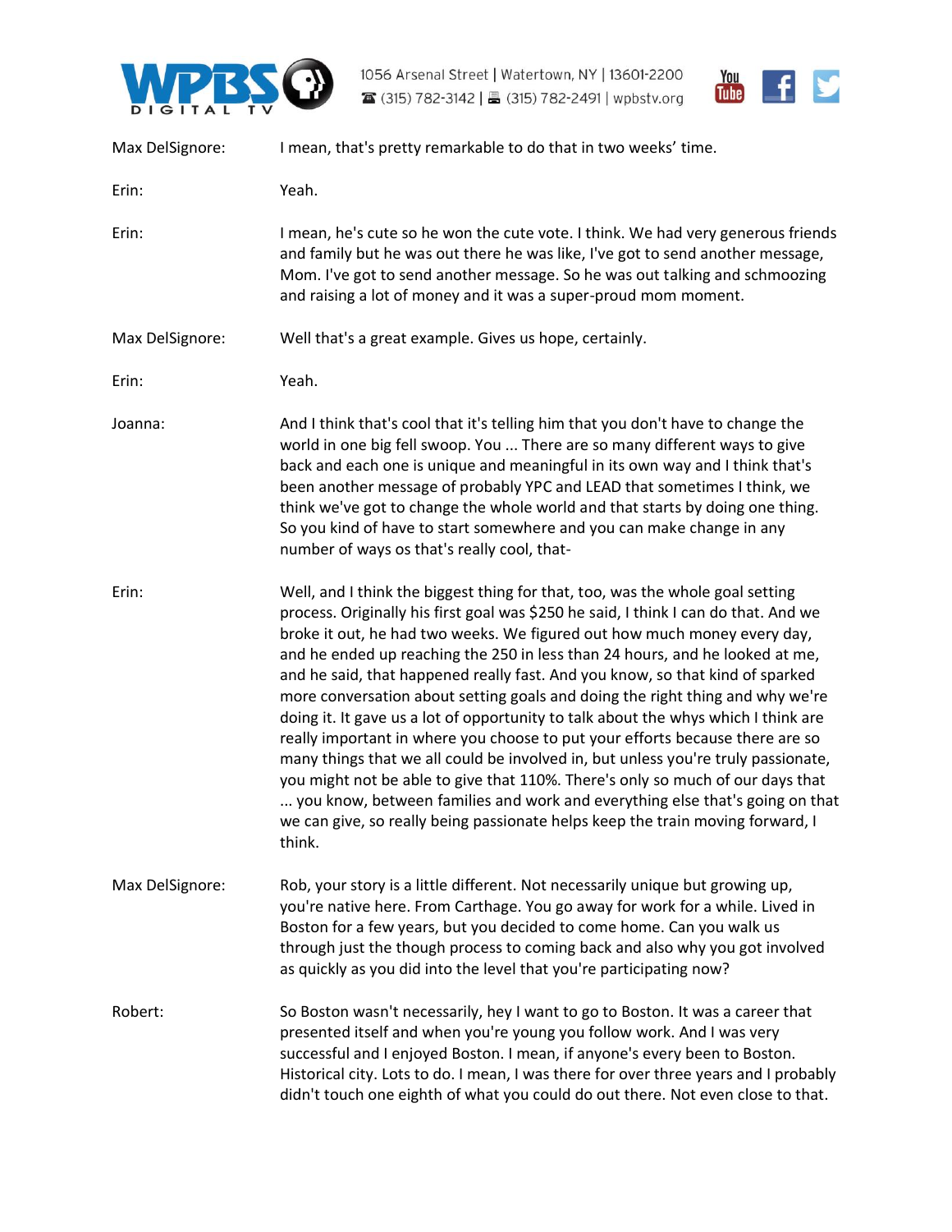Max DelSignore: I mean, that's pretty remarkable to do that in two weeks' time.

Erin: Yeah.

Erin: I mean, he's cute so he won the cute vote. I think. We had very generous friends and family but he was out there he was like, I've got to send another message, Mom. I've got to send another message. So he was out talking and schmoozing and raising a lot of money and it was a super-proud mom moment.

Max DelSignore: Well that's a great example. Gives us hope, certainly.

Erin: Yeah.

Joanna: And I think that's cool that it's telling him that you don't have to change the world in one big fell swoop. You ... There are so many different ways to give back and each one is unique and meaningful in its own way and I think that's been another message of probably YPC and LEAD that sometimes I think, we think we've got to change the whole world and that starts by doing one thing. So you kind of have to start somewhere and you can make change in any number of ways os that's really cool, that-

Erin: Well, and I think the biggest thing for that, too, was the whole goal setting process. Originally his first goal was $250 he said, I think I can do that. And we broke it out, he had two weeks. We figured out how much money every day, and he ended up reaching the 250 in less than 24 hours, and he looked at me, and he said, that happened really fast. And you know, so that kind of sparked more conversation about setting goals and doing the right thing and why we're doing it. It gave us a lot of opportunity to talk about the whys which I think are really important in where you choose to put your efforts because there are so many things that we all could be involved in, but unless you're truly passionate, you might not be able to give that 110%. There's only so much of our days that ... you know, between families and work and everything else that's going on that we can give, so really being passionate helps keep the train moving forward, I think.

Max DelSignore: Rob, your story is a little different. Not necessarily unique but growing up, you're native here. From Carthage. You go away for work for a while. Lived in Boston for a few years, but you decided to come home. Can you walk us through just the though process to coming back and also why you got involved as quickly as you did into the level that you're participating now?

Robert: So Boston wasn't necessarily, hey I want to go to Boston. It was a career that presented itself and when you're young you follow work. And I was very successful and I enjoyed Boston. I mean, if anyone's every been to Boston. Historical city. Lots to do. I mean, I was there for over three years and I probably didn't touch one eighth of what you could do out there. Not even close to that.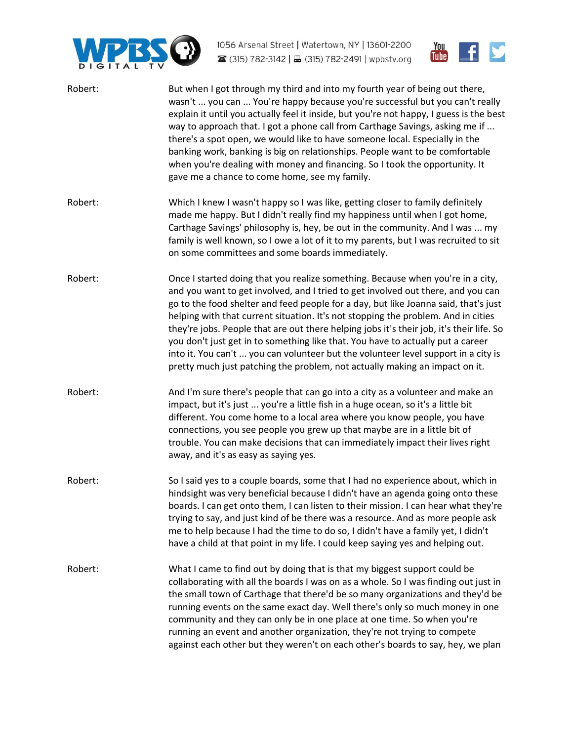Robert: But when I got through my third and into my fourth year of being out there, wasn't ... you can ... You're happy because you're successful but you can't really explain it until you actually feel it inside, but you're not happy, I guess is the best way to approach that. I got a phone call from Carthage Savings, asking me if ... there's a spot open, we would like to have someone local. Especially in the banking work, banking is big on relationships. People want to be comfortable when you're dealing with money and financing. So I took the opportunity. It gave me a chance to come home, see my family.

Robert: Which I knew I wasn't happy so I was like, getting closer to family definitely made me happy. But I didn't really find my happiness until when I got home, Carthage Savings' philosophy is, hey, be out in the community. And I was ... my family is well known, so I owe a lot of it to my parents, but I was recruited to sit on some committees and some boards immediately.

Robert: Once I started doing that you realize something. Because when you're in a city, and you want to get involved, and I tried to get involved out there, and you can go to the food shelter and feed people for a day, but like Joanna said, that's just helping with that current situation. It's not stopping the problem. And in cities they're jobs. People that are out there helping jobs it's their job, it's their life. So you don't just get in to something like that. You have to actually put a career into it. You can't ... you can volunteer but the volunteer level support in a city is pretty much just patching the problem, not actually making an impact on it.

Robert: And I'm sure there's people that can go into a city as a volunteer and make an impact, but it's just ... you're a little fish in a huge ocean, so it's a little bit different. You come home to a local area where you know people, you have connections, you see people you grew up that maybe are in a little bit of trouble. You can make decisions that can immediately impact their lives right away, and it's as easy as saying yes.

Robert: So I said yes to a couple boards, some that I had no experience about, which in hindsight was very beneficial because I didn't have an agenda going onto these boards. I can get onto them, I can listen to their mission. I can hear what they're trying to say, and just kind of be there was a resource. And as more people ask me to help because I had the time to do so, I didn't have a family yet, I didn't have a child at that point in my life. I could keep saying yes and helping out.

Robert: What I came to find out by doing that is that my biggest support could be collaborating with all the boards I was on as a whole. So I was finding out just in the small town of Carthage that there'd be so many organizations and they'd be running events on the same exact day. Well there's only so much money in one community and they can only be in one place at one time. So when you're running an event and another organization, they're not trying to compete against each other but they weren't on each other's boards to say, hey, we plan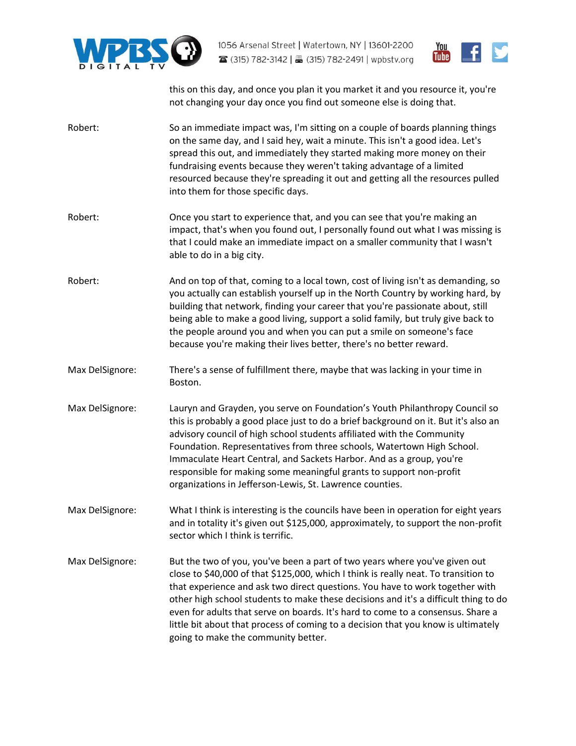this on this day, and once you plan it you market it and you resource it, you're not changing your day once you find out someone else is doing that.

Robert: So an immediate impact was, I'm sitting on a couple of boards planning things on the same day, and I said hey, wait a minute. This isn't a good idea. Let's spread this out, and immediately they started making more money on their fundraising events because they weren't taking advantage of a limited resourced because they're spreading it out and getting all the resources pulled into them for those specific days.

Robert: Once you start to experience that, and you can see that you're making an impact, that's when you found out, I personally found out what I was missing is that I could make an immediate impact on a smaller community that I wasn't able to do in a big city.

Robert: And on top of that, coming to a local town, cost of living isn't as demanding, so you actually can establish yourself up in the North Country by working hard, by building that network, finding your career that you're passionate about, still being able to make a good living, support a solid family, but truly give back to the people around you and when you can put a smile on someone's face because you're making their lives better, there's no better reward.

Max DelSignore: There's a sense of fulfillment there, maybe that was lacking in your time in Boston.

Max DelSignore: Lauryn and Grayden, you serve on Foundation's Youth Philanthropy Council so this is probably a good place just to do a brief background on it. But it's also an advisory council of high school students affiliated with the Community Foundation. Representatives from three schools, Watertown High School. Immaculate Heart Central, and Sackets Harbor. And as a group, you're responsible for making some meaningful grants to support non-profit organizations in Jefferson-Lewis, St. Lawrence counties.

Max DelSignore: What I think is interesting is the councils have been in operation for eight years and in totality it's given out $125,000, approximately, to support the non-profit sector which I think is terrific.

Max DelSignore: But the two of you, you've been a part of two years where you've given out close to $40,000 of that $125,000, which I think is really neat. To transition to that experience and ask two direct questions. You have to work together with other high school students to make these decisions and it's a difficult thing to do even for adults that serve on boards. It's hard to come to a consensus. Share a little bit about that process of coming to a decision that you know is ultimately going to make the community better.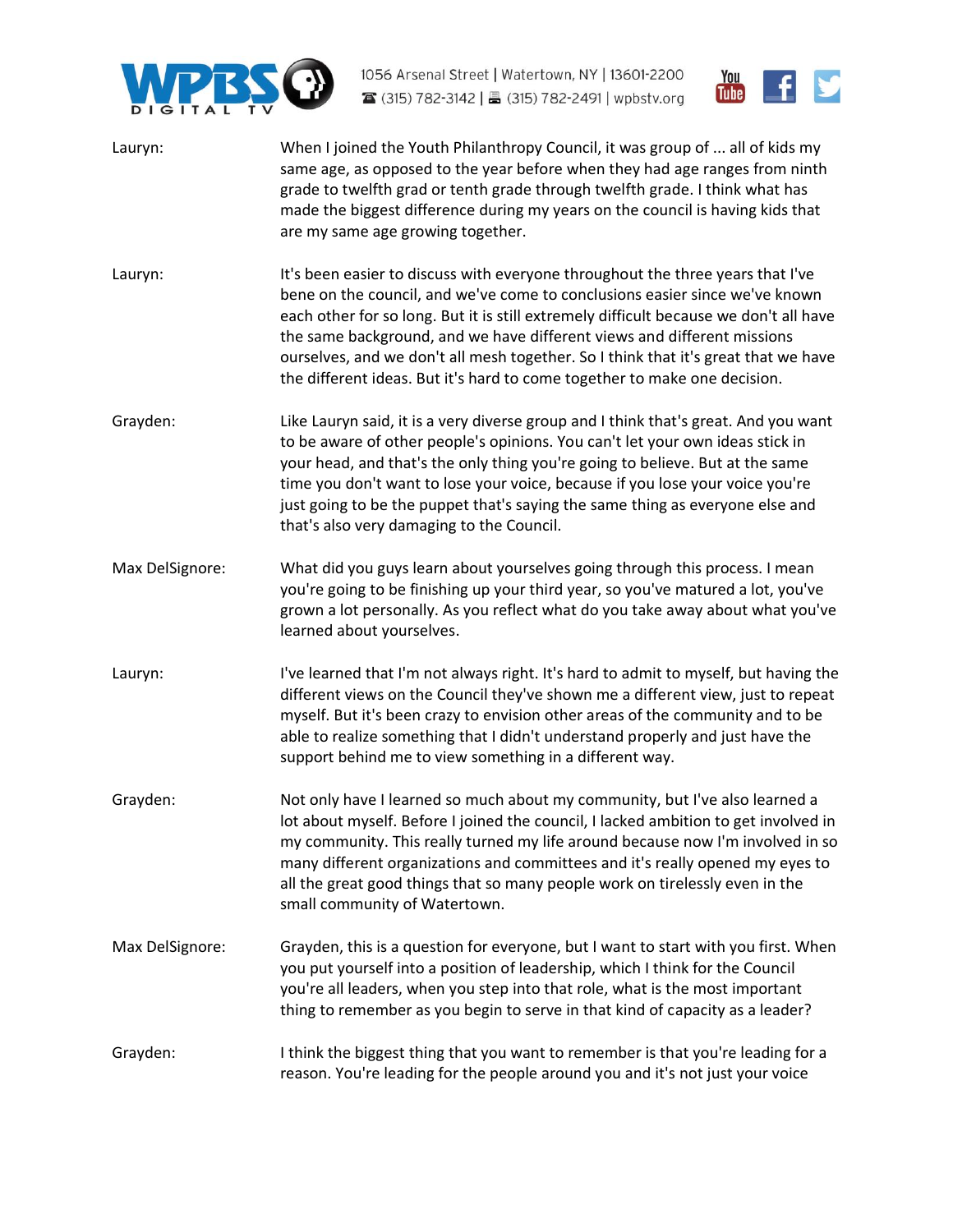Lauryn: When I joined the Youth Philanthropy Council, it was group of ... all of kids my same age, as opposed to the year before when they had age ranges from ninth grade to twelfth grad or tenth grade through twelfth grade. I think what has made the biggest difference during my years on the council is having kids that are my same age growing together.

Lauryn: It's been easier to discuss with everyone throughout the three years that I've bene on the council, and we've come to conclusions easier since we've known each other for so long. But it is still extremely difficult because we don't all have the same background, and we have different views and different missions ourselves, and we don't all mesh together. So I think that it's great that we have the different ideas. But it's hard to come together to make one decision.

Grayden: Like Lauryn said, it is a very diverse group and I think that's great. And you want to be aware of other people's opinions. You can't let your own ideas stick in your head, and that's the only thing you're going to believe. But at the same time you don't want to lose your voice, because if you lose your voice you're just going to be the puppet that's saying the same thing as everyone else and that's also very damaging to the Council.

Max DelSignore: What did you guys learn about yourselves going through this process. I mean you're going to be finishing up your third year, so you've matured a lot, you've grown a lot personally. As you reflect what do you take away about what you've learned about yourselves.

Lauryn: I've learned that I'm not always right. It's hard to admit to myself, but having the different views on the Council they've shown me a different view, just to repeat myself. But it's been crazy to envision other areas of the community and to be able to realize something that I didn't understand properly and just have the support behind me to view something in a different way.

Grayden: Not only have I learned so much about my community, but I've also learned a lot about myself. Before I joined the council, I lacked ambition to get involved in my community. This really turned my life around because now I'm involved in so many different organizations and committees and it's really opened my eyes to all the great good things that so many people work on tirelessly even in the small community of Watertown.

Max DelSignore: Grayden, this is a question for everyone, but I want to start with you first. When you put yourself into a position of leadership, which I think for the Council you're all leaders, when you step into that role, what is the most important thing to remember as you begin to serve in that kind of capacity as a leader?

Grayden: I think the biggest thing that you want to remember is that you're leading for a reason. You're leading for the people around you and it's not just your voice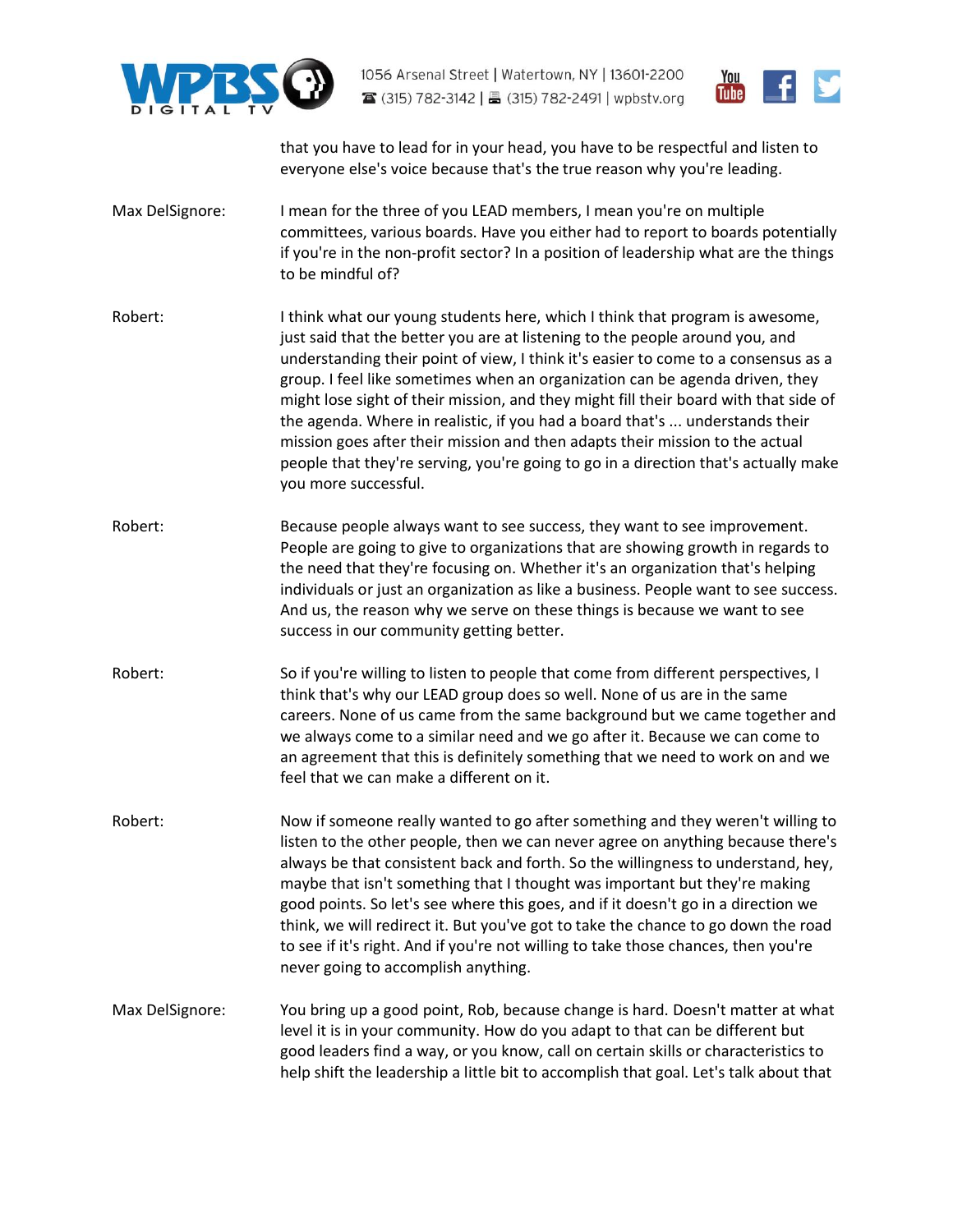that you have to lead for in your head, you have to be respectful and listen to everyone else's voice because that's the true reason why you're leading.

Max DelSignore: I mean for the three of you LEAD members, I mean you're on multiple committees, various boards. Have you either had to report to boards potentially if you're in the non-profit sector? In a position of leadership what are the things to be mindful of?

Robert: I think what our young students here, which I think that program is awesome, just said that the better you are at listening to the people around you, and understanding their point of view, I think it's easier to come to a consensus as a group. I feel like sometimes when an organization can be agenda driven, they might lose sight of their mission, and they might fill their board with that side of the agenda. Where in realistic, if you had a board that's ... understands their mission goes after their mission and then adapts their mission to the actual people that they're serving, you're going to go in a direction that's actually make you more successful.

Robert: Because people always want to see success, they want to see improvement. People are going to give to organizations that are showing growth in regards to the need that they're focusing on. Whether it's an organization that's helping individuals or just an organization as like a business. People want to see success. And us, the reason why we serve on these things is because we want to see success in our community getting better.

Robert: So if you're willing to listen to people that come from different perspectives, I think that's why our LEAD group does so well. None of us are in the same careers. None of us came from the same background but we came together and we always come to a similar need and we go after it. Because we can come to an agreement that this is definitely something that we need to work on and we feel that we can make a different on it.

Robert: Now if someone really wanted to go after something and they weren't willing to listen to the other people, then we can never agree on anything because there's always be that consistent back and forth. So the willingness to understand, hey, maybe that isn't something that I thought was important but they're making good points. So let's see where this goes, and if it doesn't go in a direction we think, we will redirect it. But you've got to take the chance to go down the road to see if it's right. And if you're not willing to take those chances, then you're never going to accomplish anything.

Max DelSignore: You bring up a good point, Rob, because change is hard. Doesn't matter at what level it is in your community. How do you adapt to that can be different but good leaders find a way, or you know, call on certain skills or characteristics to help shift the leadership a little bit to accomplish that goal. Let's talk about that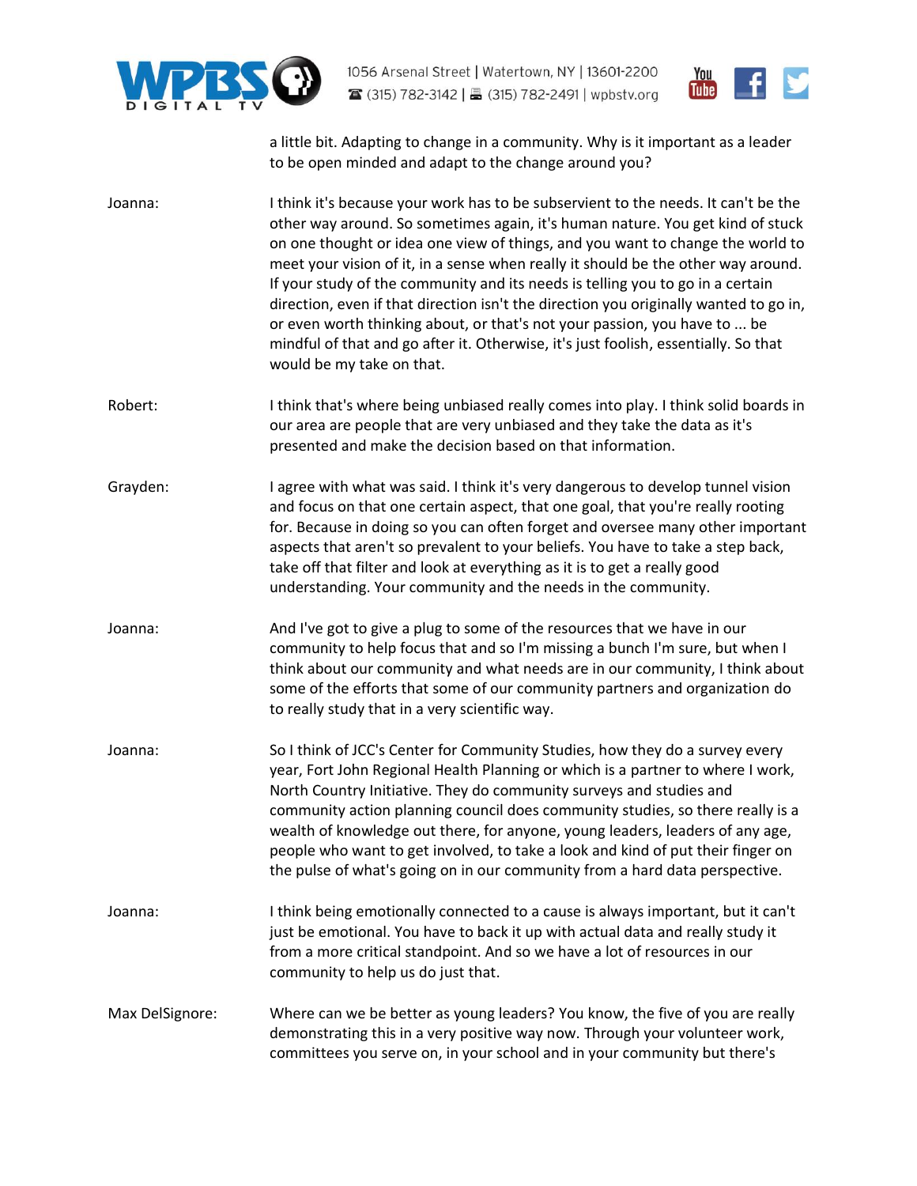a little bit. Adapting to change in a community. Why is it important as a leader to be open minded and adapt to the change around you?

Joanna: I think it's because your work has to be subservient to the needs. It can't be the other way around. So sometimes again, it's human nature. You get kind of stuck on one thought or idea one view of things, and you want to change the world to meet your vision of it, in a sense when really it should be the other way around. If your study of the community and its needs is telling you to go in a certain direction, even if that direction isn't the direction you originally wanted to go in, or even worth thinking about, or that's not your passion, you have to ... be mindful of that and go after it. Otherwise, it's just foolish, essentially. So that would be my take on that.

Robert: I think that's where being unbiased really comes into play. I think solid boards in our area are people that are very unbiased and they take the data as it's presented and make the decision based on that information.

Grayden: I agree with what was said. I think it's very dangerous to develop tunnel vision and focus on that one certain aspect, that one goal, that you're really rooting for. Because in doing so you can often forget and oversee many other important aspects that aren't so prevalent to your beliefs. You have to take a step back, take off that filter and look at everything as it is to get a really good understanding. Your community and the needs in the community.

Joanna: And I've got to give a plug to some of the resources that we have in our community to help focus that and so I'm missing a bunch I'm sure, but when I think about our community and what needs are in our community, I think about some of the efforts that some of our community partners and organization do to really study that in a very scientific way.

Joanna: So I think of JCC's Center for Community Studies, how they do a survey every year, Fort John Regional Health Planning or which is a partner to where I work, North Country Initiative. They do community surveys and studies and community action planning council does community studies, so there really is a wealth of knowledge out there, for anyone, young leaders, leaders of any age, people who want to get involved, to take a look and kind of put their finger on the pulse of what's going on in our community from a hard data perspective.

Joanna: I think being emotionally connected to a cause is always important, but it can't just be emotional. You have to back it up with actual data and really study it from a more critical standpoint. And so we have a lot of resources in our community to help us do just that.

Max DelSignore: Where can we be better as young leaders? You know, the five of you are really demonstrating this in a very positive way now. Through your volunteer work, committees you serve on, in your school and in your community but there's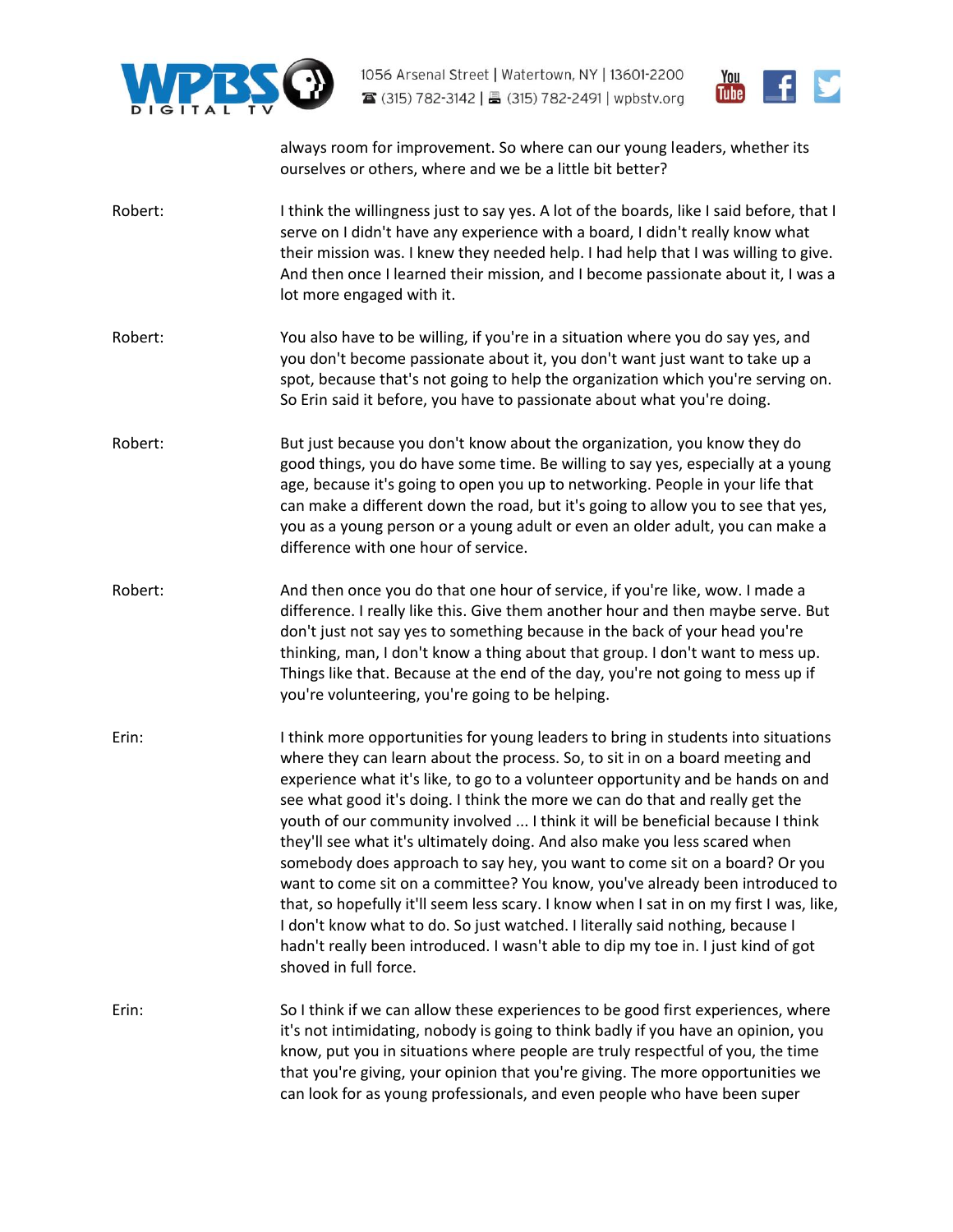always room for improvement. So where can our young leaders, whether its ourselves or others, where and we be a little bit better?

Robert: I think the willingness just to say yes. A lot of the boards, like I said before, that I serve on I didn't have any experience with a board, I didn't really know what their mission was. I knew they needed help. I had help that I was willing to give. And then once I learned their mission, and I become passionate about it, I was a lot more engaged with it.

Robert: You also have to be willing, if you're in a situation where you do say yes, and you don't become passionate about it, you don't want just want to take up a spot, because that's not going to help the organization which you're serving on. So Erin said it before, you have to passionate about what you're doing.

Robert: But just because you don't know about the organization, you know they do good things, you do have some time. Be willing to say yes, especially at a young age, because it's going to open you up to networking. People in your life that can make a different down the road, but it's going to allow you to see that yes, you as a young person or a young adult or even an older adult, you can make a difference with one hour of service.

Robert: And then once you do that one hour of service, if you're like, wow. I made a difference. I really like this. Give them another hour and then maybe serve. But don't just not say yes to something because in the back of your head you're thinking, man, I don't know a thing about that group. I don't want to mess up. Things like that. Because at the end of the day, you're not going to mess up if you're volunteering, you're going to be helping.

Erin: I think more opportunities for young leaders to bring in students into situations where they can learn about the process. So, to sit in on a board meeting and experience what it's like, to go to a volunteer opportunity and be hands on and see what good it's doing. I think the more we can do that and really get the youth of our community involved ... I think it will be beneficial because I think they'll see what it's ultimately doing. And also make you less scared when somebody does approach to say hey, you want to come sit on a board? Or you want to come sit on a committee? You know, you've already been introduced to that, so hopefully it'll seem less scary. I know when I sat in on my first I was, like, I don't know what to do. So just watched. I literally said nothing, because I hadn't really been introduced. I wasn't able to dip my toe in. I just kind of got shoved in full force.

Erin: So I think if we can allow these experiences to be good first experiences, where it's not intimidating, nobody is going to think badly if you have an opinion, you know, put you in situations where people are truly respectful of you, the time that you're giving, your opinion that you're giving. The more opportunities we can look for as young professionals, and even people who have been super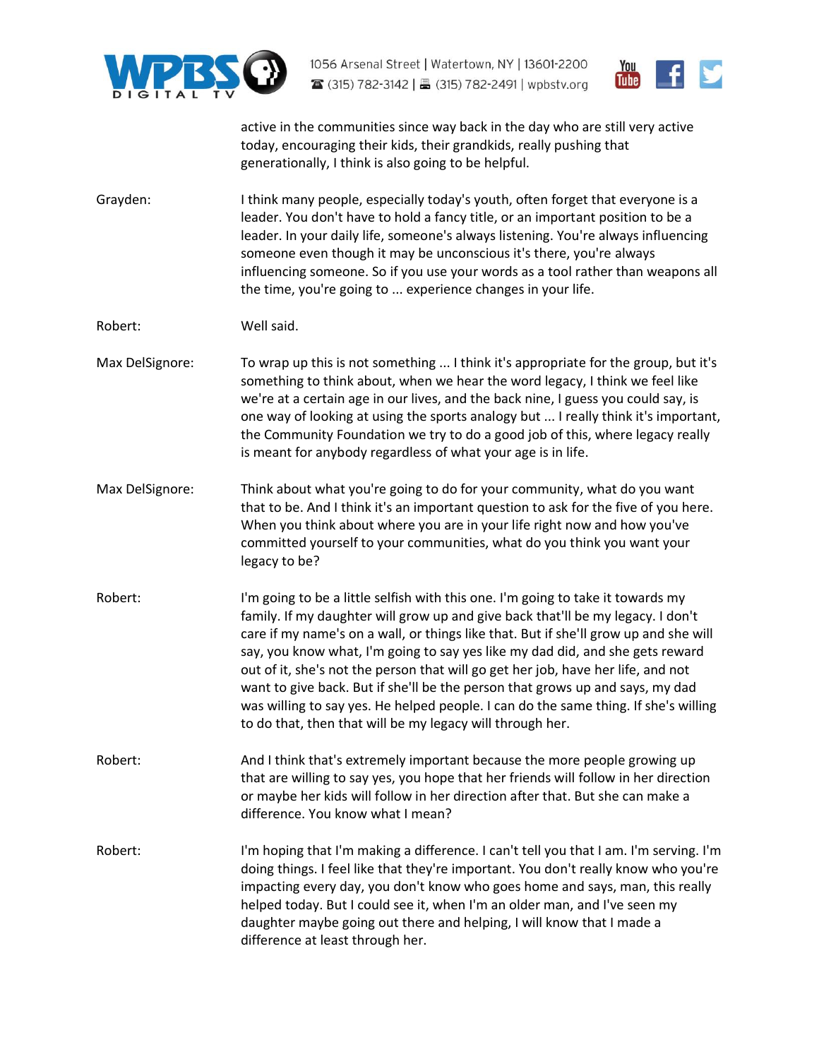active in the communities since way back in the day who are still very active today, encouraging their kids, their grandkids, really pushing that generationally, I think is also going to be helpful.

Grayden: I think many people, especially today's youth, often forget that everyone is a leader. You don't have to hold a fancy title, or an important position to be a leader. In your daily life, someone's always listening. You're always influencing someone even though it may be unconscious it's there, you're always influencing someone. So if you use your words as a tool rather than weapons all the time, you're going to ... experience changes in your life.

Robert: Well said.

Max DelSignore: To wrap up this is not something ... I think it's appropriate for the group, but it's something to think about, when we hear the word legacy, I think we feel like we're at a certain age in our lives, and the back nine, I guess you could say, is one way of looking at using the sports analogy but ... I really think it's important, the Community Foundation we try to do a good job of this, where legacy really is meant for anybody regardless of what your age is in life.

Max DelSignore: Think about what you're going to do for your community, what do you want that to be. And I think it's an important question to ask for the five of you here. When you think about where you are in your life right now and how you've committed yourself to your communities, what do you think you want your legacy to be?

Robert: I'm going to be a little selfish with this one. I'm going to take it towards my family. If my daughter will grow up and give back that'll be my legacy. I don't care if my name's on a wall, or things like that. But if she'll grow up and she will say, you know what, I'm going to say yes like my dad did, and she gets reward out of it, she's not the person that will go get her job, have her life, and not want to give back. But if she'll be the person that grows up and says, my dad was willing to say yes. He helped people. I can do the same thing. If she's willing to do that, then that will be my legacy will through her.

Robert: And I think that's extremely important because the more people growing up that are willing to say yes, you hope that her friends will follow in her direction or maybe her kids will follow in her direction after that. But she can make a difference. You know what I mean?

Robert: I'm hoping that I'm making a difference. I can't tell you that I am. I'm serving. I'm doing things. I feel like that they're important. You don't really know who you're impacting every day, you don't know who goes home and says, man, this really helped today. But I could see it, when I'm an older man, and I've seen my daughter maybe going out there and helping, I will know that I made a difference at least through her.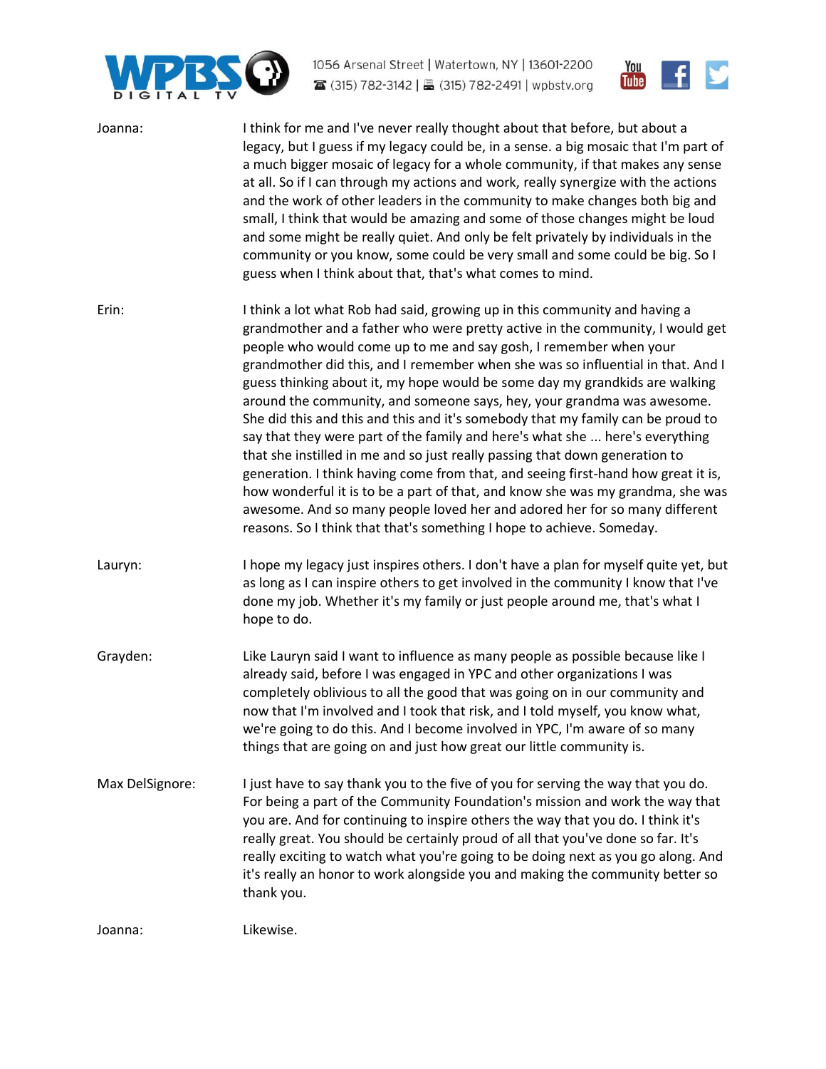Joanna: I think for me and I've never really thought about that before, but about a legacy, but I guess if my legacy could be, in a sense. a big mosaic that I'm part of a much bigger mosaic of legacy for a whole community, if that makes any sense at all. So if I can through my actions and work, really synergize with the actions and the work of other leaders in the community to make changes both big and small, I think that would be amazing and some of those changes might be loud and some might be really quiet. And only be felt privately by individuals in the community or you know, some could be very small and some could be big. So I guess when I think about that, that's what comes to mind.

Erin: I think a lot what Rob had said, growing up in this community and having a grandmother and a father who were pretty active in the community, I would get people who would come up to me and say gosh, I remember when your grandmother did this, and I remember when she was so influential in that. And I guess thinking about it, my hope would be some day my grandkids are walking around the community, and someone says, hey, your grandma was awesome. She did this and this and this and it's somebody that my family can be proud to say that they were part of the family and here's what she ... here's everything that she instilled in me and so just really passing that down generation to generation. I think having come from that, and seeing first-hand how great it is, how wonderful it is to be a part of that, and know she was my grandma, she was awesome. And so many people loved her and adored her for so many different reasons. So I think that that's something I hope to achieve. Someday.

Lauryn: I hope my legacy just inspires others. I don't have a plan for myself quite yet, but as long as I can inspire others to get involved in the community I know that I've done my job. Whether it's my family or just people around me, that's what I hope to do.

Grayden: Like Lauryn said I want to influence as many people as possible because like I already said, before I was engaged in YPC and other organizations I was completely oblivious to all the good that was going on in our community and now that I'm involved and I took that risk, and I told myself, you know what, we're going to do this. And I become involved in YPC, I'm aware of so many things that are going on and just how great our little community is.

Max DelSignore: I just have to say thank you to the five of you for serving the way that you do. For being a part of the Community Foundation's mission and work the way that you are. And for continuing to inspire others the way that you do. I think it's really great. You should be certainly proud of all that you've done so far. It's really exciting to watch what you're going to be doing next as you go along. And it's really an honor to work alongside you and making the community better so thank you.

Joanna: Likewise.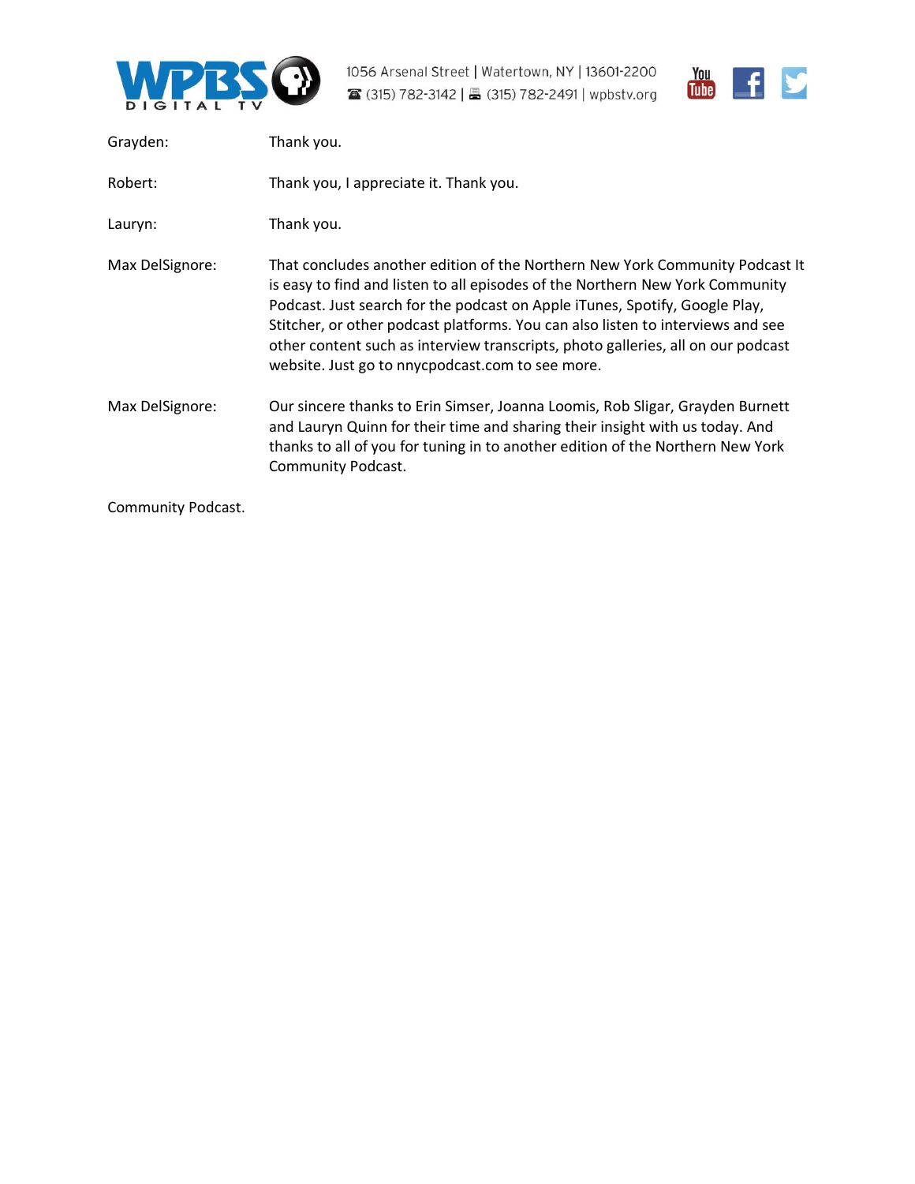Grayden: Thank you.

Robert: Thank you, I appreciate it. Thank you.

Lauryn: Thank you.

Max DelSignore: That concludes another edition of the Northern New York Community Podcast It is easy to find and listen to all episodes of the Northern New York Community Podcast. Just search for the podcast on Apple iTunes, Spotify, Google Play, Stitcher, or other podcast platforms. You can also listen to interviews and see other content such as interview transcripts, photo galleries, all on our podcast website. Just go to nnycpodcast.com to see more.

Max DelSignore: Our sincere thanks to Erin Simser, Joanna Loomis, Rob Sligar, Grayden Burnett and Lauryn Quinn for their time and sharing their insight with us today. And thanks to all of you for tuning in to another edition of the Northern New York Community Podcast.

Community Podcast.